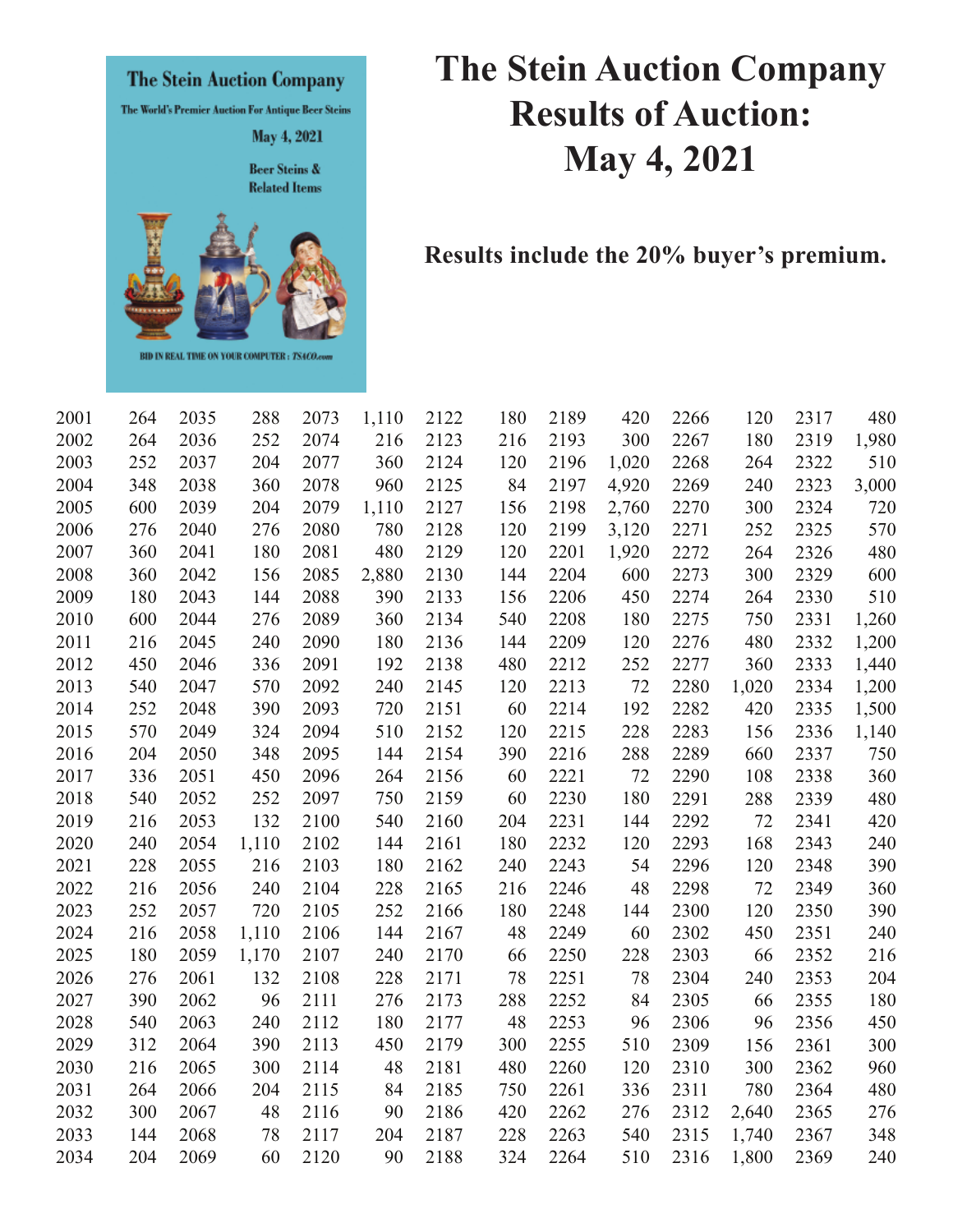# The Stein Auction Company Results of Auction: May 4, 2021

**Results include the 20% buyer's premium.**

| Lot | Price | Lot | Price | Lot | Price | Lot | Price | Lot | Price | Lot | Price | Lot | Price |
|---|---|---|---|---|---|---|---|---|---|---|---|---|---|
| 2001 | 264 | 2035 | 288 | 2073 | 1,110 | 2122 | 180 | 2189 | 420 | 2266 | 120 | 2317 | 480 |
| 2002 | 264 | 2036 | 252 | 2074 | 216 | 2123 | 216 | 2193 | 300 | 2267 | 180 | 2319 | 1,980 |
| 2003 | 252 | 2037 | 204 | 2077 | 360 | 2124 | 120 | 2196 | 1,020 | 2268 | 264 | 2322 | 510 |
| 2004 | 348 | 2038 | 360 | 2078 | 960 | 2125 | 84 | 2197 | 4,920 | 2269 | 240 | 2323 | 3,000 |
| 2005 | 600 | 2039 | 204 | 2079 | 1,110 | 2127 | 156 | 2198 | 2,760 | 2270 | 300 | 2324 | 720 |
| 2006 | 276 | 2040 | 276 | 2080 | 780 | 2128 | 120 | 2199 | 3,120 | 2271 | 252 | 2325 | 570 |
| 2007 | 360 | 2041 | 180 | 2081 | 480 | 2129 | 120 | 2201 | 1,920 | 2272 | 264 | 2326 | 480 |
| 2008 | 360 | 2042 | 156 | 2085 | 2,880 | 2130 | 144 | 2204 | 600 | 2273 | 300 | 2329 | 600 |
| 2009 | 180 | 2043 | 144 | 2088 | 390 | 2133 | 156 | 2206 | 450 | 2274 | 264 | 2330 | 510 |
| 2010 | 600 | 2044 | 276 | 2089 | 360 | 2134 | 540 | 2208 | 180 | 2275 | 750 | 2331 | 1,260 |
| 2011 | 216 | 2045 | 240 | 2090 | 180 | 2136 | 144 | 2209 | 120 | 2276 | 480 | 2332 | 1,200 |
| 2012 | 450 | 2046 | 336 | 2091 | 192 | 2138 | 480 | 2212 | 252 | 2277 | 360 | 2333 | 1,440 |
| 2013 | 540 | 2047 | 570 | 2092 | 240 | 2145 | 120 | 2213 | 72 | 2280 | 1,020 | 2334 | 1,200 |
| 2014 | 252 | 2048 | 390 | 2093 | 720 | 2151 | 60 | 2214 | 192 | 2282 | 420 | 2335 | 1,500 |
| 2015 | 570 | 2049 | 324 | 2094 | 510 | 2152 | 120 | 2215 | 228 | 2283 | 156 | 2336 | 1,140 |
| 2016 | 204 | 2050 | 348 | 2095 | 144 | 2154 | 390 | 2216 | 288 | 2289 | 660 | 2337 | 750 |
| 2017 | 336 | 2051 | 450 | 2096 | 264 | 2156 | 60 | 2221 | 72 | 2290 | 108 | 2338 | 360 |
| 2018 | 540 | 2052 | 252 | 2097 | 750 | 2159 | 60 | 2230 | 180 | 2291 | 288 | 2339 | 480 |
| 2019 | 216 | 2053 | 132 | 2100 | 540 | 2160 | 204 | 2231 | 144 | 2292 | 72 | 2341 | 420 |
| 2020 | 240 | 2054 | 1,110 | 2102 | 144 | 2161 | 180 | 2232 | 120 | 2293 | 168 | 2343 | 240 |
| 2021 | 228 | 2055 | 216 | 2103 | 180 | 2162 | 240 | 2243 | 54 | 2296 | 120 | 2348 | 390 |
| 2022 | 216 | 2056 | 240 | 2104 | 228 | 2165 | 216 | 2246 | 48 | 2298 | 72 | 2349 | 360 |
| 2023 | 252 | 2057 | 720 | 2105 | 252 | 2166 | 180 | 2248 | 144 | 2300 | 120 | 2350 | 390 |
| 2024 | 216 | 2058 | 1,110 | 2106 | 144 | 2167 | 48 | 2249 | 60 | 2302 | 450 | 2351 | 240 |
| 2025 | 180 | 2059 | 1,170 | 2107 | 240 | 2170 | 66 | 2250 | 228 | 2303 | 66 | 2352 | 216 |
| 2026 | 276 | 2061 | 132 | 2108 | 228 | 2171 | 78 | 2251 | 78 | 2304 | 240 | 2353 | 204 |
| 2027 | 390 | 2062 | 96 | 2111 | 276 | 2173 | 288 | 2252 | 84 | 2305 | 66 | 2355 | 180 |
| 2028 | 540 | 2063 | 240 | 2112 | 180 | 2177 | 48 | 2253 | 96 | 2306 | 96 | 2356 | 450 |
| 2029 | 312 | 2064 | 390 | 2113 | 450 | 2179 | 300 | 2255 | 510 | 2309 | 156 | 2361 | 300 |
| 2030 | 216 | 2065 | 300 | 2114 | 48 | 2181 | 480 | 2260 | 120 | 2310 | 300 | 2362 | 960 |
| 2031 | 264 | 2066 | 204 | 2115 | 84 | 2185 | 750 | 2261 | 336 | 2311 | 780 | 2364 | 480 |
| 2032 | 300 | 2067 | 48 | 2116 | 90 | 2186 | 420 | 2262 | 276 | 2312 | 2,640 | 2365 | 276 |
| 2033 | 144 | 2068 | 78 | 2117 | 204 | 2187 | 228 | 2263 | 540 | 2315 | 1,740 | 2367 | 348 |
| 2034 | 204 | 2069 | 60 | 2120 | 90 | 2188 | 324 | 2264 | 510 | 2316 | 1,800 | 2369 | 240 |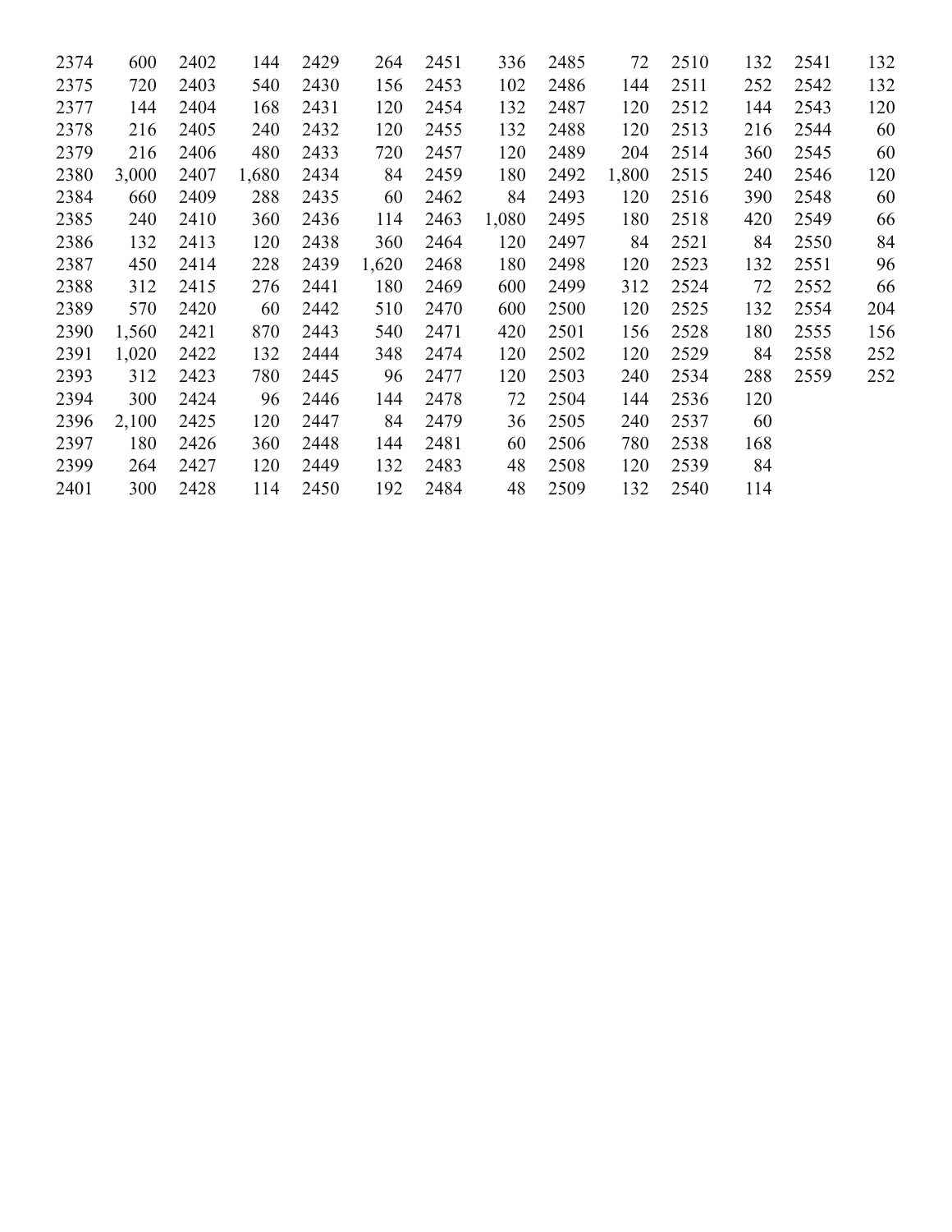| | | | | | | | | | | | | | |
|---|---|---|---|---|---|---|---|---|---|---|---|---|---|
| 2374 | 600 | 2402 | 144 | 2429 | 264 | 2451 | 336 | 2485 | 72 | 2510 | 132 | 2541 | 132 |
| 2375 | 720 | 2403 | 540 | 2430 | 156 | 2453 | 102 | 2486 | 144 | 2511 | 252 | 2542 | 132 |
| 2377 | 144 | 2404 | 168 | 2431 | 120 | 2454 | 132 | 2487 | 120 | 2512 | 144 | 2543 | 120 |
| 2378 | 216 | 2405 | 240 | 2432 | 120 | 2455 | 132 | 2488 | 120 | 2513 | 216 | 2544 | 60 |
| 2379 | 216 | 2406 | 480 | 2433 | 720 | 2457 | 120 | 2489 | 204 | 2514 | 360 | 2545 | 60 |
| 2380 | 3,000 | 2407 | 1,680 | 2434 | 84 | 2459 | 180 | 2492 | 1,800 | 2515 | 240 | 2546 | 120 |
| 2384 | 660 | 2409 | 288 | 2435 | 60 | 2462 | 84 | 2493 | 120 | 2516 | 390 | 2548 | 60 |
| 2385 | 240 | 2410 | 360 | 2436 | 114 | 2463 | 1,080 | 2495 | 180 | 2518 | 420 | 2549 | 66 |
| 2386 | 132 | 2413 | 120 | 2438 | 360 | 2464 | 120 | 2497 | 84 | 2521 | 84 | 2550 | 84 |
| 2387 | 450 | 2414 | 228 | 2439 | 1,620 | 2468 | 180 | 2498 | 120 | 2523 | 132 | 2551 | 96 |
| 2388 | 312 | 2415 | 276 | 2441 | 180 | 2469 | 600 | 2499 | 312 | 2524 | 72 | 2552 | 66 |
| 2389 | 570 | 2420 | 60 | 2442 | 510 | 2470 | 600 | 2500 | 120 | 2525 | 132 | 2554 | 204 |
| 2390 | 1,560 | 2421 | 870 | 2443 | 540 | 2471 | 420 | 2501 | 156 | 2528 | 180 | 2555 | 156 |
| 2391 | 1,020 | 2422 | 132 | 2444 | 348 | 2474 | 120 | 2502 | 120 | 2529 | 84 | 2558 | 252 |
| 2393 | 312 | 2423 | 780 | 2445 | 96 | 2477 | 120 | 2503 | 240 | 2534 | 288 | 2559 | 252 |
| 2394 | 300 | 2424 | 96 | 2446 | 144 | 2478 | 72 | 2504 | 144 | 2536 | 120 | | |
| 2396 | 2,100 | 2425 | 120 | 2447 | 84 | 2479 | 36 | 2505 | 240 | 2537 | 60 | | |
| 2397 | 180 | 2426 | 360 | 2448 | 144 | 2481 | 60 | 2506 | 780 | 2538 | 168 | | |
| 2399 | 264 | 2427 | 120 | 2449 | 132 | 2483 | 48 | 2508 | 120 | 2539 | 84 | | |
| 2401 | 300 | 2428 | 114 | 2450 | 192 | 2484 | 48 | 2509 | 132 | 2540 | 114 | | |